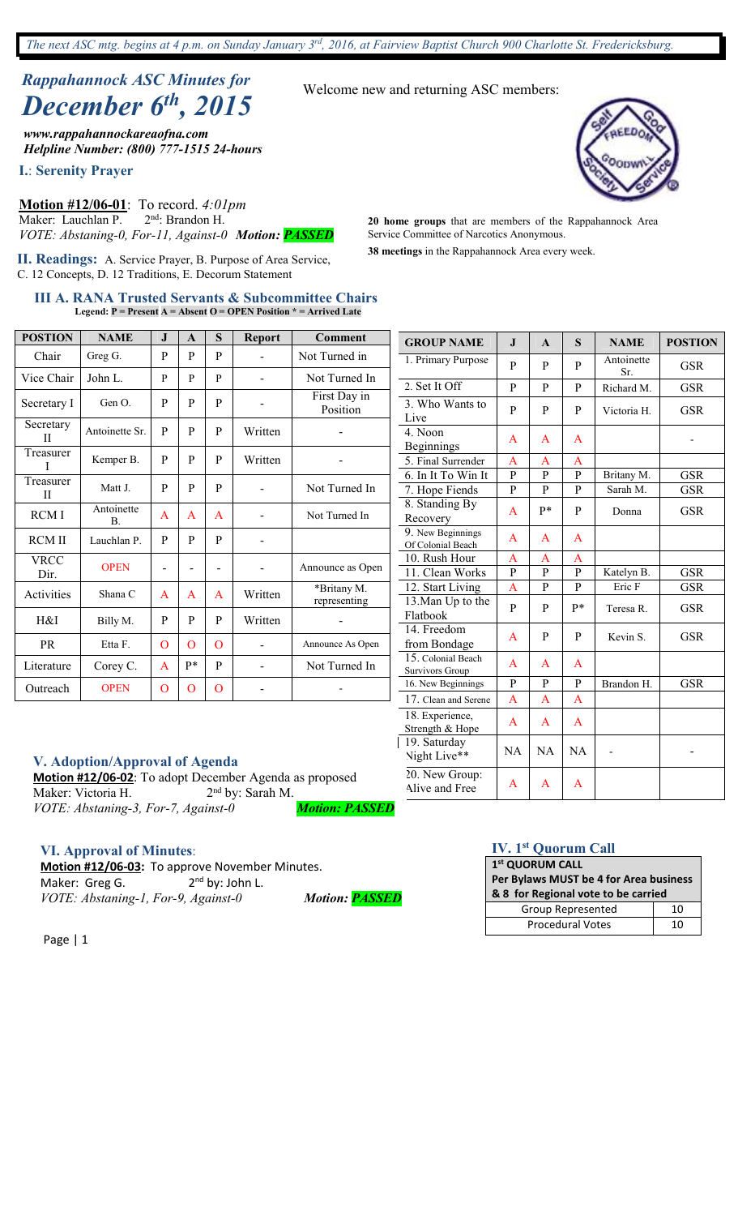*The next ASC mtg. begins at 4 p.m. on Sunday January 3rd, 2016, at Fairview Baptist Church 900 Charlotte St. Fredericksburg.*

# *Rappahannock ASC Minutes for December 6th, 2015*

***www.rappahannockareaofna.com***
***Helpline Number: (800) 777-1515 24-hours***

Welcome new and returning ASC members:

**20 home groups** that are members of the Rappahannock Area Service Committee of Narcotics Anonymous.

**38 meetings** in the Rappahannock Area every week.

## I.: Serenity Prayer

**Motion #12/06-01**: To record. *4:01pm*
Maker: Lauchlan P. 2nd: Brandon H.
*VOTE: Abstaning-0, For-11, Against-0* ***Motion: PASSED***

## II. Readings:

A. Service Prayer, B. Purpose of Area Service, C. 12 Concepts, D. 12 Traditions, E. Decorum Statement

## III A. RANA Trusted Servants & Subcommittee Chairs

**Legend: P = Present A = Absent O = OPEN Position * = Arrived Late**

| POSTION | NAME | J | A | S | Report | Comment |
|---|---|---|---|---|---|---|
| Chair | Greg G. | P | P | P | - | Not Turned in |
| Vice Chair | John L. | P | P | P | - | Not Turned In |
| Secretary I | Gen O. | P | P | P | - | First Day in Position |
| Secretary II | Antoinette Sr. | P | P | P | Written | - |
| Treasurer I | Kemper B. | P | P | P | Written | - |
| Treasurer II | Matt J. | P | P | P | - | Not Turned In |
| RCM I | Antoinette B. | A | A | A | - | Not Turned In |
| RCM II | Lauchlan P. | P | P | P | - | |
| VRCC Dir. | OPEN | - | - | - | - | Announce as Open |
| Activities | Shana C | A | A | A | Written | *Britany M. representing |
| H&I | Billy M. | P | P | P | Written | - |
| PR | Etta F. | O | O | O | - | Announce As Open |
| Literature | Corey C. | A | P* | P | - | Not Turned In |
| Outreach | OPEN | O | O | O | - | - |

| GROUP NAME | J | A | S | NAME | POSTION |
|---|---|---|---|---|---|
| 1. Primary Purpose | P | P | P | Antoinette Sr. | GSR |
| 2. Set It Off | P | P | P | Richard M. | GSR |
| 3. Who Wants to Live | P | P | P | Victoria H. | GSR |
| 4. Noon Beginnings | A | A | A | | - |
| 5. Final Surrender | A | A | A | | |
| 6. In It To Win It | P | P | P | Britany M. | GSR |
| 7. Hope Fiends | P | P | P | Sarah M. | GSR |
| 8. Standing By Recovery | A | P* | P | Donna | GSR |
| 9. New Beginnings Of Colonial Beach | A | A | A | | |
| 10. Rush Hour | A | A | A | | |
| 11. Clean Works | P | P | P | Katelyn B. | GSR |
| 12. Start Living | A | P | P | Eric F | GSR |
| 13.Man Up to the Flatbook | P | P | P* | Teresa R. | GSR |
| 14. Freedom from Bondage | A | P | P | Kevin S. | GSR |
| 15. Colonial Beach Survivors Group | A | A | A | | |
| 16. New Beginnings | P | P | P | Brandon H. | GSR |
| 17. Clean and Serene | A | A | A | | |
| 18. Experience, Strength & Hope | A | A | A | | |
| 19. Saturday Night Live** | NA | NA | NA | - | - |
| 20. New Group: Alive and Free | A | A | A | | |

## IV. 1st Quorum Call

| 1st QUORUM CALL Per Bylaws MUST be 4 for Area business & 8 for Regional vote to be carried | |
|---|---|
| Group Represented | 10 |
| Procedural Votes | 10 |

## V. Adoption/Approval of Agenda

**Motion #12/06-02**: To adopt December Agenda as proposed
Maker: Victoria H. 2nd by: Sarah M.
*VOTE: Abstaning-3, For-7, Against-0* ***Motion: PASSED***

## VI. Approval of Minutes:

**Motion #12/06-03:** To approve November Minutes.
Maker: Greg G. 2nd by: John L.
*VOTE: Abstaning-1, For-9, Against-0* ***Motion: PASSED***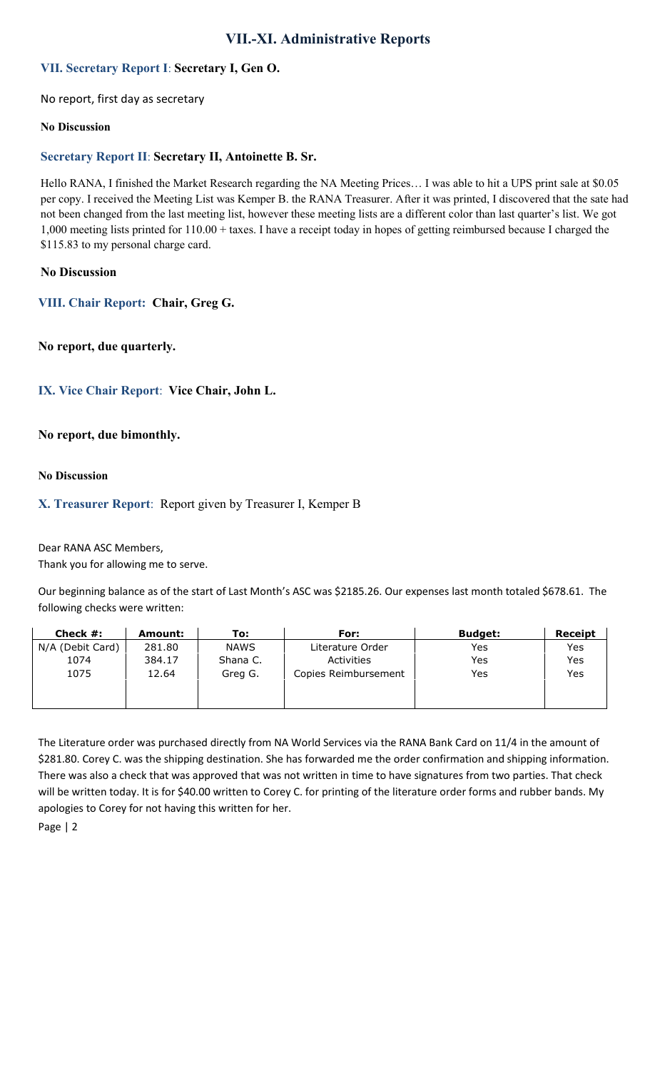# VII.-XI. Administrative Reports

### VII. Secretary Report I: **Secretary I, Gen O.**

No report, first day as secretary

**No Discussion**

### Secretary Report II: **Secretary II, Antoinette B. Sr.**

Hello RANA, I finished the Market Research regarding the NA Meeting Prices… I was able to hit a UPS print sale at $0.05 per copy. I received the Meeting List was Kemper B. the RANA Treasurer. After it was printed, I discovered that the sate had not been changed from the last meeting list, however these meeting lists are a different color than last quarter's list. We got 1,000 meeting lists printed for 110.00 + taxes. I have a receipt today in hopes of getting reimbursed because I charged the $115.83 to my personal charge card.

**No Discussion**

### VIII. Chair Report: **Chair, Greg G.**

**No report, due quarterly.**

### IX. Vice Chair Report: **Vice Chair, John L.**

**No report, due bimonthly.**

**No Discussion**

### X. Treasurer Report: Report given by Treasurer I, Kemper B

Dear RANA ASC Members,
Thank you for allowing me to serve.

Our beginning balance as of the start of Last Month's ASC was $2185.26. Our expenses last month totaled $678.61. The following checks were written:

| Check #: | Amount: | To: | For: | Budget: | Receipt |
|---|---|---|---|---|---|
| N/A (Debit Card) | 281.80 | NAWS | Literature Order | Yes | Yes |
| 1074 | 384.17 | Shana C. | Activities | Yes | Yes |
| 1075 | 12.64 | Greg G. | Copies Reimbursement | Yes | Yes |
| | | | | | |

The Literature order was purchased directly from NA World Services via the RANA Bank Card on 11/4 in the amount of $281.80. Corey C. was the shipping destination. She has forwarded me the order confirmation and shipping information. There was also a check that was approved that was not written in time to have signatures from two parties. That check will be written today. It is for $40.00 written to Corey C. for printing of the literature order forms and rubber bands. My apologies to Corey for not having this written for her.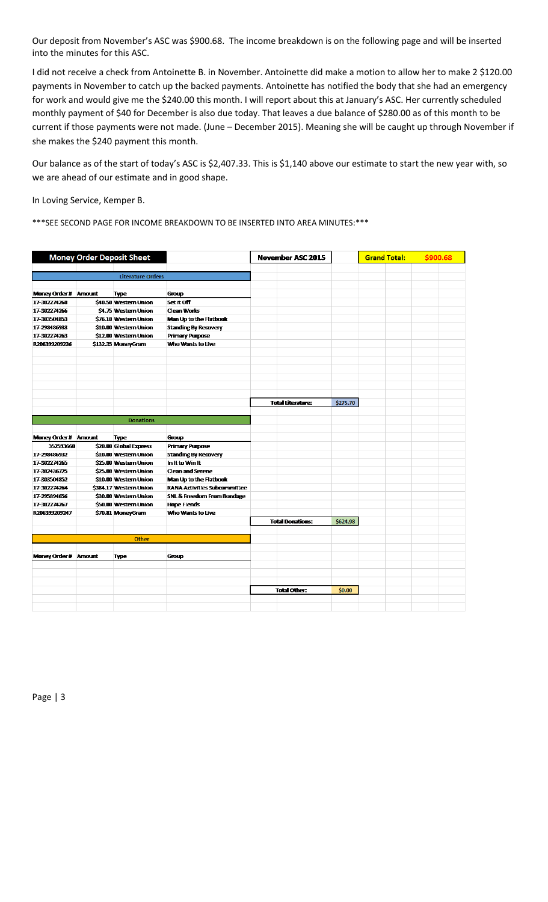Our deposit from November's ASC was $900.68. The income breakdown is on the following page and will be inserted into the minutes for this ASC.

I did not receive a check from Antoinette B. in November. Antoinette did make a motion to allow her to make 2 $120.00 payments in November to catch up the backed payments. Antoinette has notified the body that she had an emergency for work and would give me the $240.00 this month. I will report about this at January's ASC. Her currently scheduled monthly payment of $40 for December is also due today. That leaves a due balance of $280.00 as of this month to be current if those payments were not made. (June – December 2015). Meaning she will be caught up through November if she makes the $240 payment this month.

Our balance as of the start of today's ASC is $2,407.33. This is $1,140 above our estimate to start the new year with, so we are ahead of our estimate and in good shape.

In Loving Service, Kemper B.

***SEE SECOND PAGE FOR INCOME BREAKDOWN TO BE INSERTED INTO AREA MINUTES:***

**Money Order Deposit Sheet** — **November ASC 2015** — **Grand Total: $900.68**

**Literature Orders**

| Money Order # | Amount | Type | Group |
|---|---|---|---|
| 17-382274268 | $40.50 | Western Union | Set It Off |
| 17-382274266 | $4.75 | Western Union | Clean Works |
| 17-383504853 | $76.10 | Western Union | Man Up to the Flatbook |
| 17-298486933 | $10.00 | Western Union | Standing By Recovery |
| 17-382274263 | $12.00 | Western Union | Primary Purpose |
| R206399209236 | $132.35 | MoneyGram | Who Wants to Live |

Total Literature: $275.70

**Donations**

| Money Order # | Amount | Type | Group |
|---|---|---|---|
| 352593660 | $20.00 | Global Express | Primary Purpose |
| 17-298486932 | $10.00 | Western Union | Standing By Recovery |
| 17-382274265 | $25.00 | Western Union | In It to Win It |
| 17-382436725 | $25.00 | Western Union | Clean and Serene |
| 17-383504852 | $10.00 | Western Union | Man Up to the Flatbook |
| 17-382274264 | $384.17 | Western Union | RANA Activities Subcommittee |
| 17-295894656 | $30.00 | Western Union | SNL & Freedom From Bondage |
| 17-382274267 | $50.00 | Western Union | Hope Fiends |
| R206399209247 | $70.81 | MoneyGram | Who Wants to Live |

Total Donations: $624.98

**Other**

| Money Order # | Amount | Type | Group |
|---|---|---|---|
| | | | |

Total Other: $0.00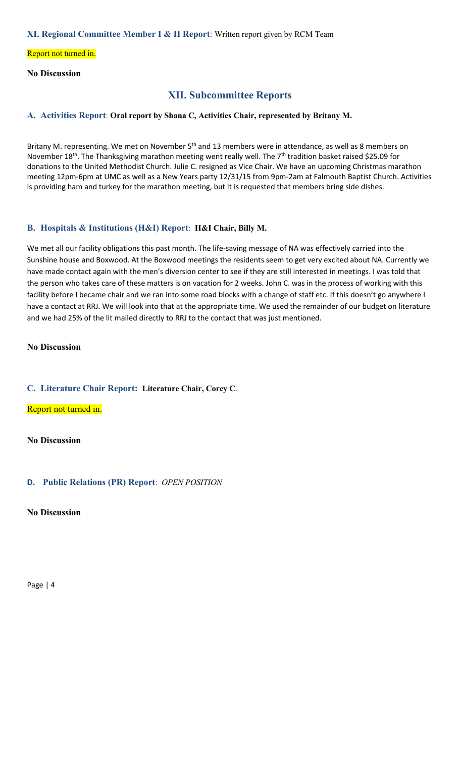### XI. Regional Committee Member I & II Report: Written report given by RCM Team

Report not turned in.

**No Discussion**

## XII. Subcommittee Reports

### A. Activities Report: **Oral report by Shana C, Activities Chair, represented by Britany M.**

Britany M. representing. We met on November 5th and 13 members were in attendance, as well as 8 members on November 18th. The Thanksgiving marathon meeting went really well. The 7th tradition basket raised $25.09 for donations to the United Methodist Church. Julie C. resigned as Vice Chair. We have an upcoming Christmas marathon meeting 12pm-6pm at UMC as well as a New Years party 12/31/15 from 9pm-2am at Falmouth Baptist Church. Activities is providing ham and turkey for the marathon meeting, but it is requested that members bring side dishes.

### B. Hospitals & Institutions (H&I) Report: **H&I Chair, Billy M.**

We met all our facility obligations this past month. The life-saving message of NA was effectively carried into the Sunshine house and Boxwood. At the Boxwood meetings the residents seem to get very excited about NA. Currently we have made contact again with the men's diversion center to see if they are still interested in meetings. I was told that the person who takes care of these matters is on vacation for 2 weeks. John C. was in the process of working with this facility before I became chair and we ran into some road blocks with a change of staff etc. If this doesn't go anywhere I have a contact at RRJ. We will look into that at the appropriate time. We used the remainder of our budget on literature and we had 25% of the lit mailed directly to RRJ to the contact that was just mentioned.

**No Discussion**

### C. Literature Chair Report: **Literature Chair, Corey C**.

Report not turned in.

**No Discussion**

### D. Public Relations (PR) Report: *OPEN POSITION*

**No Discussion**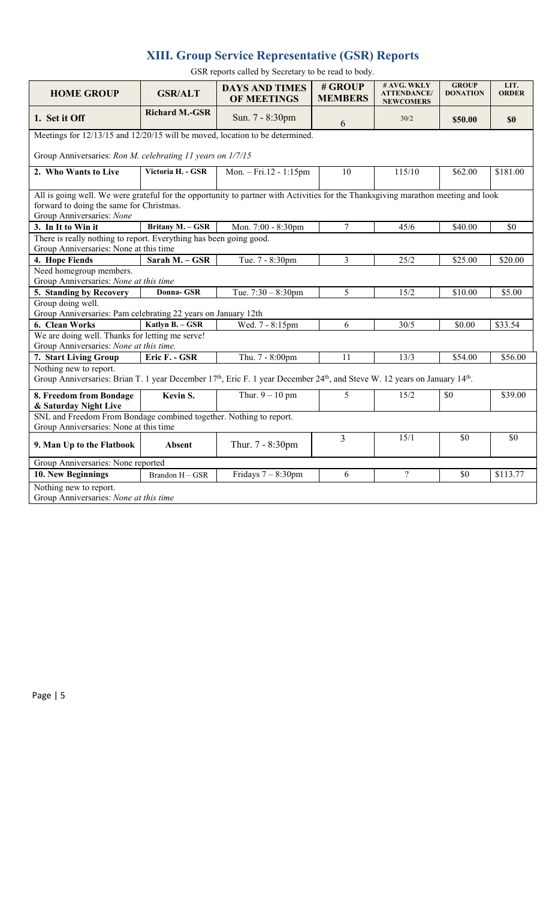# XIII. Group Service Representative (GSR) Reports

GSR reports called by Secretary to be read to body.

| HOME GROUP | GSR/ALT | DAYS AND TIMES OF MEETINGS | # GROUP MEMBERS | # AVG. WKLY ATTENDANCE/ NEWCOMERS | GROUP DONATION | LIT. ORDER |
|---|---|---|---|---|---|---|
| **1. Set it Off** | **Richard M.-GSR** | Sun. 7 - 8:30pm | 6 | 30/2 | **\$50.00** | **\$0** |
| Meetings for 12/13/15 and 12/20/15 will be moved, location to be determined.<br><br>Group Anniversaries: *Ron M. celebrating 11 years on 1/7/15* | | | | | | |
| **2. Who Wants to Live** | **Victoria H. - GSR** | Mon. – Fri.12 - 1:15pm | 10 | 115/10 | \$62.00 | \$181.00 |
| All is going well. We were grateful for the opportunity to partner with Activities for the Thanksgiving marathon meeting and look forward to doing the same for Christmas.<br>Group Anniversaries: *None* | | | | | | |
| **3. In It to Win it** | **Britany M. – GSR** | Mon. 7:00 - 8:30pm | 7 | 45/6 | \$40.00 | \$0 |
| There is really nothing to report. Everything has been going good.<br>Group Anniversaries: None at this time | | | | | | |
| **4. Hope Fiends** | **Sarah M. – GSR** | Tue. 7 - 8:30pm | 3 | 25/2 | \$25.00 | \$20.00 |
| Need homegroup members.<br>Group Anniversaries: *None at this time* | | | | | | |
| **5. Standing by Recovery** | **Donna- GSR** | Tue. 7:30 – 8:30pm | 5 | 15/2 | \$10.00 | \$5.00 |
| Group doing well.<br>Group Anniversaries: Pam celebrating 22 years on January 12th | | | | | | |
| **6. Clean Works** | **Katlyn B. – GSR** | Wed. 7 - 8:15pm | 6 | 30/5 | \$0.00 | \$33.54 |
| We are doing well. Thanks for letting me serve!<br>Group Anniversaries: *None at this time.* | | | | | | |
| **7. Start Living Group** | **Eric F. - GSR** | Thu. 7 - 8:00pm | 11 | 13/3 | \$54.00 | \$56.00 |
| Nothing new to report.<br>Group Anniversaries: Brian T. 1 year December 17th, Eric F. 1 year December 24th, and Steve W. 12 years on January 14th. | | | | | | |
| **8. Freedom from Bondage & Saturday Night Live** | **Kevin S.** | Thur. 9 – 10 pm | 5 | 15/2 | \$0 | \$39.00 |
| SNL and Freedom From Bondage combined together. Nothing to report.<br>Group Anniversaries: None at this time | | | | | | |
| **9. Man Up to the Flatbook** | **Absent** | Thur. 7 - 8:30pm | 3 | 15/1 | \$0 | \$0 |
| Group Anniversaries: None reported | | | | | | |
| **10. New Beginnings** | Brandon H – GSR | Fridays 7 – 8:30pm | 6 | ? | \$0 | \$113.77 |
| Nothing new to report.<br>Group Anniversaries: *None at this time* | | | | | | |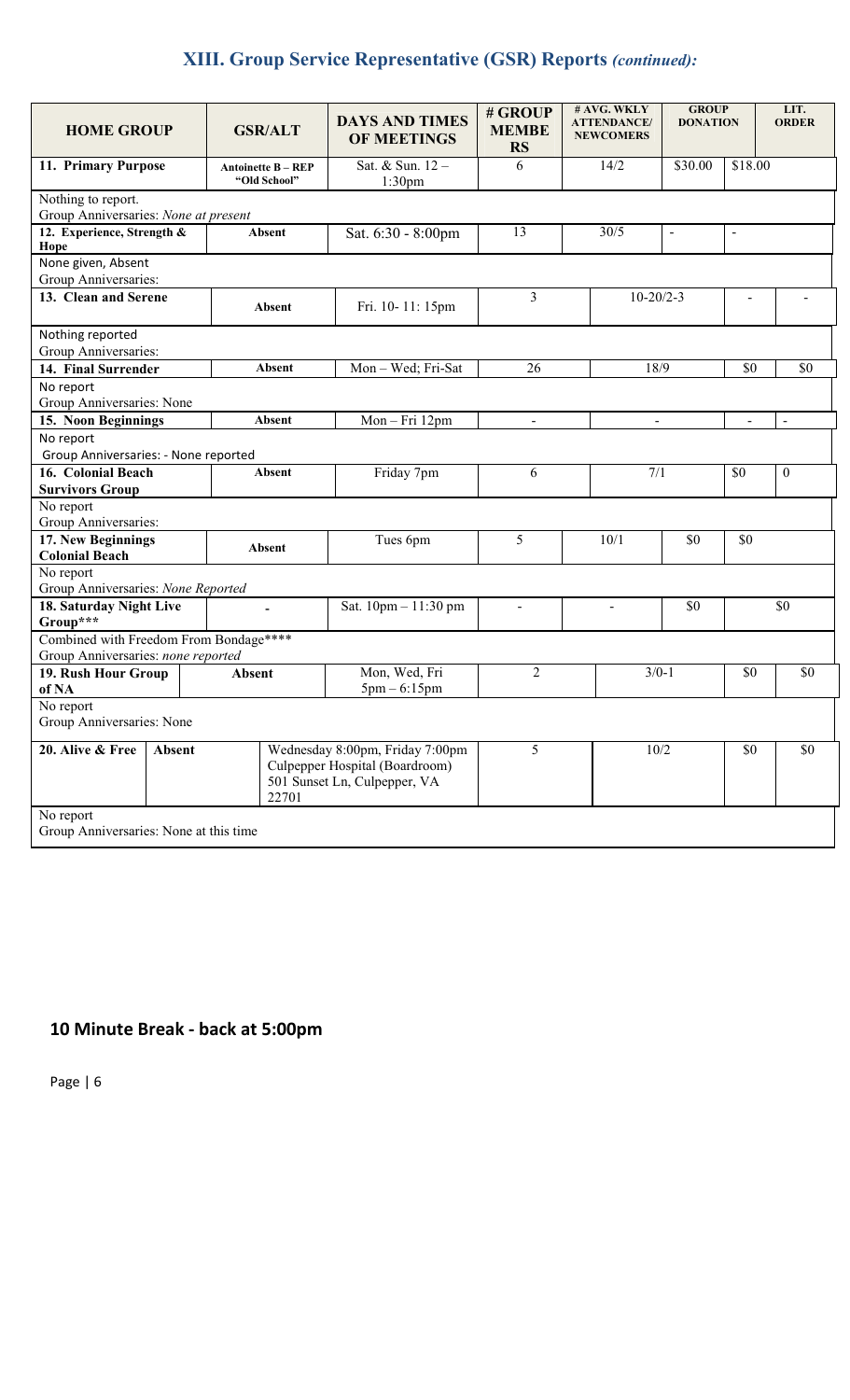# XIII. Group Service Representative (GSR) Reports *(continued):*

| HOME GROUP | GSR/ALT | DAYS AND TIMES OF MEETINGS | # GROUP MEMBERS | # AVG. WKLY ATTENDANCE/ NEWCOMERS | GROUP DONATION | LIT. ORDER |
|---|---|---|---|---|---|---|
| **11. Primary Purpose** | **Antoinette B – REP "Old School"** | Sat. & Sun. 12 – 1:30pm | 6 | 14/2 | $30.00 | $18.00 |
| Nothing to report. Group Anniversaries: *None at present* | | | | | | |
| **12. Experience, Strength & Hope** | **Absent** | Sat. 6:30 - 8:00pm | 13 | 30/5 | - | - |
| None given, Absent Group Anniversaries: | | | | | | |
| **13. Clean and Serene** | **Absent** | Fri. 10- 11: 15pm | 3 | 10-20/2-3 | - | - |
| Nothing reported Group Anniversaries: | | | | | | |
| **14. Final Surrender** | **Absent** | Mon – Wed; Fri-Sat | 26 | 18/9 | $0 | $0 |
| No report Group Anniversaries: None | | | | | | |
| **15. Noon Beginnings** | **Absent** | Mon – Fri 12pm | - | - | - | - |
| No report Group Anniversaries: - None reported | | | | | | |
| **16. Colonial Beach Survivors Group** | **Absent** | Friday 7pm | 6 | 7/1 | $0 | 0 |
| No report Group Anniversaries: | | | | | | |
| **17. New Beginnings Colonial Beach** | **Absent** | Tues 6pm | 5 | 10/1 | $0 | $0 |
| No report Group Anniversaries: *None Reported* | | | | | | |
| **18. Saturday Night Live Group*** ** | - | Sat. 10pm – 11:30 pm | - | - | $0 | $0 |
| Combined with Freedom From Bondage**** Group Anniversaries: *none reported* | | | | | | |
| **19. Rush Hour Group of NA** | **Absent** | Mon, Wed, Fri 5pm – 6:15pm | 2 | 3/0-1 | $0 | $0 |
| No report Group Anniversaries: None | | | | | | |
| **20. Alive & Free** | **Absent** | Wednesday 8:00pm, Friday 7:00pm Culpepper Hospital (Boardroom) 501 Sunset Ln, Culpepper, VA 22701 | 5 | 10/2 | $0 | $0 |
| No report Group Anniversaries: None at this time | | | | | | |

**10 Minute Break - back at 5:00pm**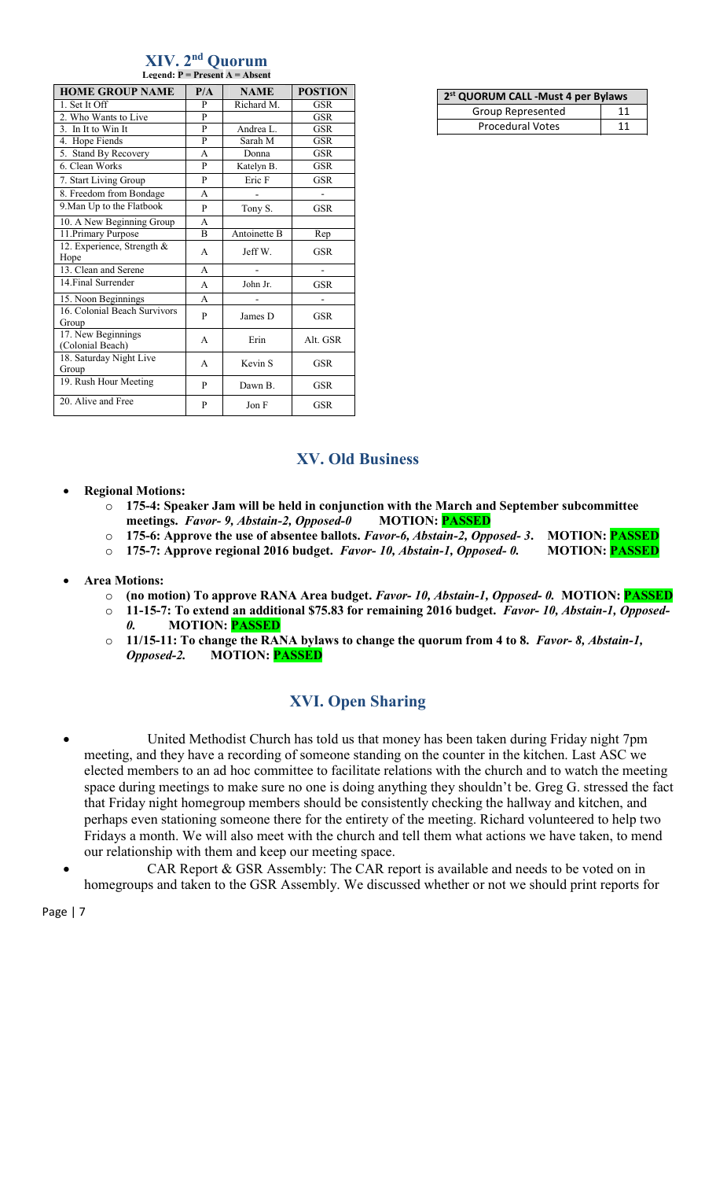## XIV. 2nd Quorum

**Legend: P = Present A = Absent**

| HOME GROUP NAME | P/A | NAME | POSTION |
|---|---|---|---|
| 1. Set It Off | P | Richard M. | GSR |
| 2. Who Wants to Live | P | | GSR |
| 3. In It to Win It | P | Andrea L. | GSR |
| 4. Hope Fiends | P | Sarah M | GSR |
| 5. Stand By Recovery | A | Donna | GSR |
| 6. Clean Works | P | Katelyn B. | GSR |
| 7. Start Living Group | P | Eric F | GSR |
| 8. Freedom from Bondage | A | - | - |
| 9.Man Up to the Flatbook | P | Tony S. | GSR |
| 10. A New Beginning Group | A | | |
| 11.Primary Purpose | B | Antoinette B | Rep |
| 12. Experience, Strength & Hope | A | Jeff W. | GSR |
| 13. Clean and Serene | A | - | - |
| 14.Final Surrender | A | John Jr. | GSR |
| 15. Noon Beginnings | A | - | - |
| 16. Colonial Beach Survivors Group | P | James D | GSR |
| 17. New Beginnings (Colonial Beach) | A | Erin | Alt. GSR |
| 18. Saturday Night Live Group | A | Kevin S | GSR |
| 19. Rush Hour Meeting | P | Dawn B. | GSR |
| 20. Alive and Free | P | Jon F | GSR |

| 2st QUORUM CALL -Must 4 per Bylaws | |
|---|---|
| Group Represented | 11 |
| Procedural Votes | 11 |

## XV. Old Business

- **Regional Motions:**
  - **175-4: Speaker Jam will be held in conjunction with the March and September subcommittee meetings.** ***Favor- 9, Abstain-2, Opposed-0*** **MOTION: PASSED**
  - **175-6: Approve the use of absentee ballots.** ***Favor-6, Abstain-2, Opposed- 3*****.** **MOTION: PASSED**
  - **175-7: Approve regional 2016 budget.** ***Favor- 10, Abstain-1, Opposed- 0.*** **MOTION: PASSED**
- **Area Motions:**
  - **(no motion) To approve RANA Area budget.** ***Favor- 10, Abstain-1, Opposed- 0.*** **MOTION: PASSED**
  - **11-15-7: To extend an additional $75.83 for remaining 2016 budget.** ***Favor- 10, Abstain-1, Opposed-0.*** **MOTION: PASSED**
  - **11/15-11: To change the RANA bylaws to change the quorum from 4 to 8.** ***Favor- 8, Abstain-1, Opposed-2.*** **MOTION: PASSED**

## XVI. Open Sharing

- United Methodist Church has told us that money has been taken during Friday night 7pm meeting, and they have a recording of someone standing on the counter in the kitchen. Last ASC we elected members to an ad hoc committee to facilitate relations with the church and to watch the meeting space during meetings to make sure no one is doing anything they shouldn't be. Greg G. stressed the fact that Friday night homegroup members should be consistently checking the hallway and kitchen, and perhaps even stationing someone there for the entirety of the meeting. Richard volunteered to help two Fridays a month. We will also meet with the church and tell them what actions we have taken, to mend our relationship with them and keep our meeting space.
- CAR Report & GSR Assembly: The CAR report is available and needs to be voted on in homegroups and taken to the GSR Assembly. We discussed whether or not we should print reports for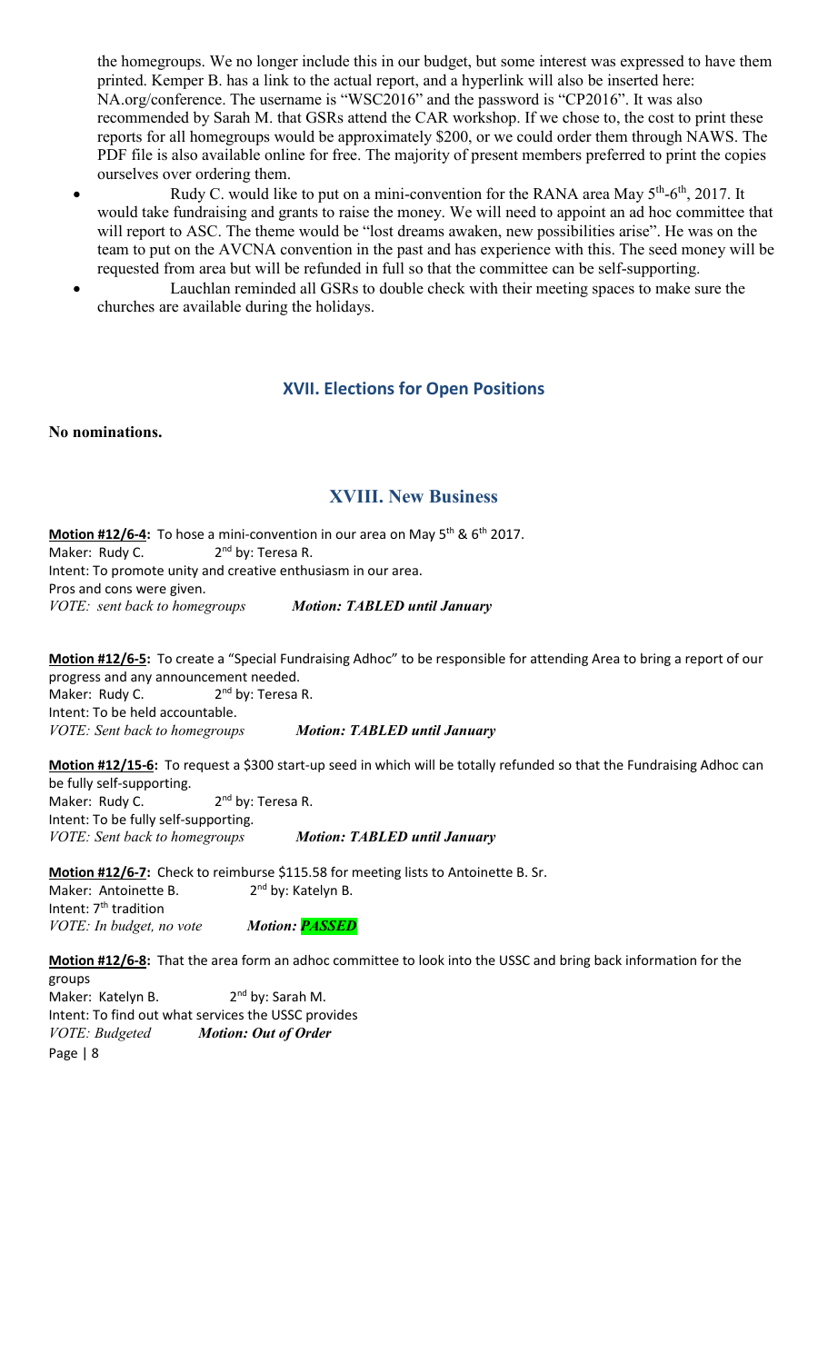the homegroups. We no longer include this in our budget, but some interest was expressed to have them printed. Kemper B. has a link to the actual report, and a hyperlink will also be inserted here: NA.org/conference. The username is "WSC2016" and the password is "CP2016". It was also recommended by Sarah M. that GSRs attend the CAR workshop. If we chose to, the cost to print these reports for all homegroups would be approximately $200, or we could order them through NAWS. The PDF file is also available online for free. The majority of present members preferred to print the copies ourselves over ordering them.

- Rudy C. would like to put on a mini-convention for the RANA area May 5th-6th, 2017. It would take fundraising and grants to raise the money. We will need to appoint an ad hoc committee that will report to ASC. The theme would be "lost dreams awaken, new possibilities arise". He was on the team to put on the AVCNA convention in the past and has experience with this. The seed money will be requested from area but will be refunded in full so that the committee can be self-supporting.
- Lauchlan reminded all GSRs to double check with their meeting spaces to make sure the churches are available during the holidays.

## XVII. Elections for Open Positions

**No nominations.**

## XVIII. New Business

**Motion #12/6-4:** To hose a mini-convention in our area on May 5th & 6th 2017.
Maker: Rudy C. 2nd by: Teresa R.
Intent: To promote unity and creative enthusiasm in our area.
Pros and cons were given.
*VOTE: sent back to homegroups* ***Motion: TABLED until January***

**Motion #12/6-5:** To create a "Special Fundraising Adhoc" to be responsible for attending Area to bring a report of our progress and any announcement needed.
Maker: Rudy C. 2nd by: Teresa R.
Intent: To be held accountable.
*VOTE: Sent back to homegroups* ***Motion: TABLED until January***

**Motion #12/15-6:** To request a $300 start-up seed in which will be totally refunded so that the Fundraising Adhoc can be fully self-supporting.
Maker: Rudy C. 2nd by: Teresa R.
Intent: To be fully self-supporting.
*VOTE: Sent back to homegroups* ***Motion: TABLED until January***

**Motion #12/6-7:** Check to reimburse $115.58 for meeting lists to Antoinette B. Sr.
Maker: Antoinette B. 2nd by: Katelyn B.
Intent: 7th tradition
*VOTE: In budget, no vote* ***Motion: PASSED***

**Motion #12/6-8:** That the area form an adhoc committee to look into the USSC and bring back information for the groups
Maker: Katelyn B. 2nd by: Sarah M.
Intent: To find out what services the USSC provides
*VOTE: Budgeted* ***Motion: Out of Order***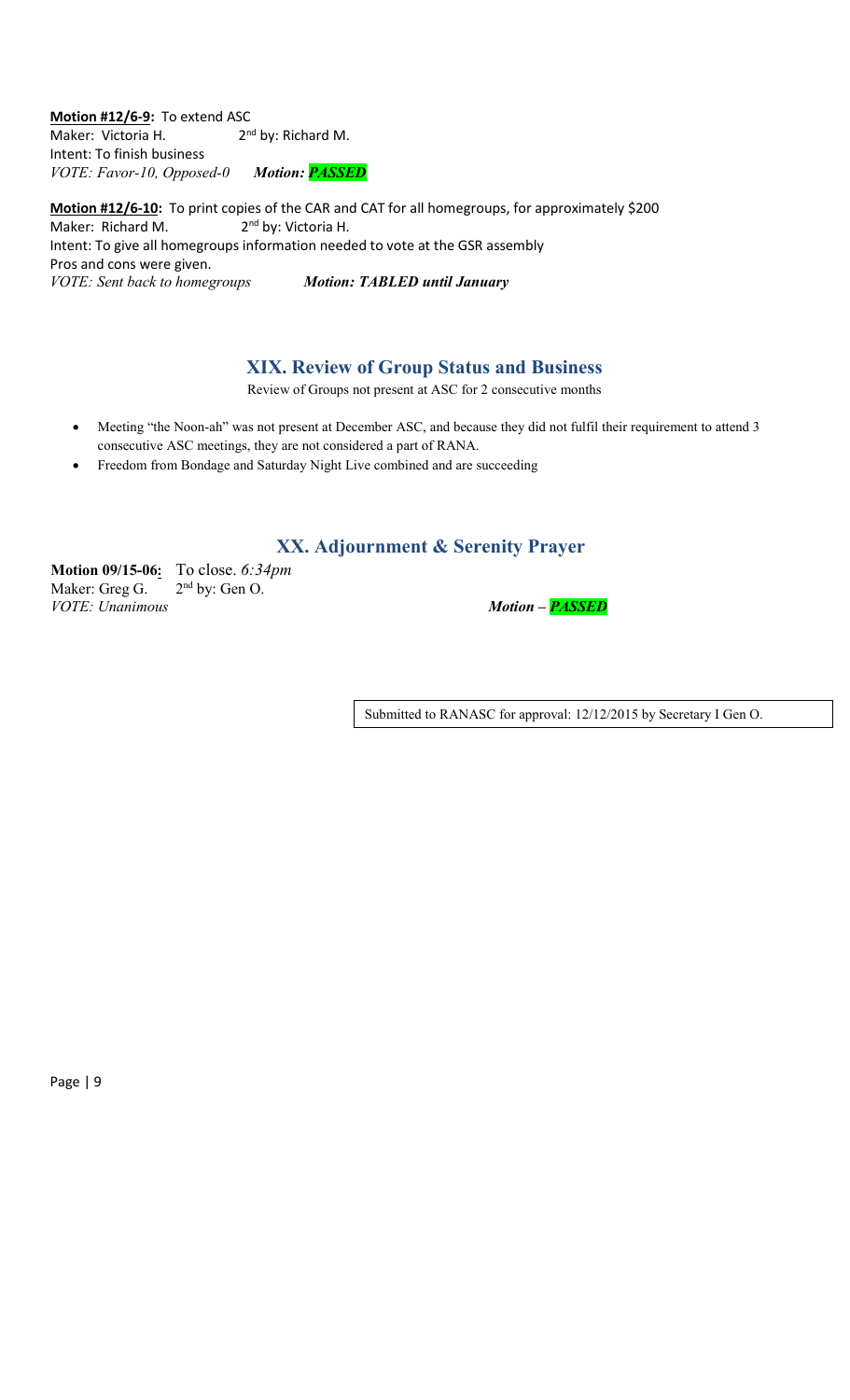**Motion #12/6-9:** To extend ASC
Maker: Victoria H. 2nd by: Richard M.
Intent: To finish business
*VOTE: Favor-10, Opposed-0* ***Motion: PASSED***

**Motion #12/6-10:** To print copies of the CAR and CAT for all homegroups, for approximately $200
Maker: Richard M. 2nd by: Victoria H.
Intent: To give all homegroups information needed to vote at the GSR assembly
Pros and cons were given.
*VOTE: Sent back to homegroups* ***Motion: TABLED until January***

## XIX. Review of Group Status and Business

Review of Groups not present at ASC for 2 consecutive months

- Meeting "the Noon-ah" was not present at December ASC, and because they did not fulfil their requirement to attend 3 consecutive ASC meetings, they are not considered a part of RANA.
- Freedom from Bondage and Saturday Night Live combined and are succeeding

## XX. Adjournment & Serenity Prayer

**Motion 09/15-06:** To close. *6:34pm*
Maker: Greg G. 2nd by: Gen O.
*VOTE: Unanimous* ***Motion – PASSED***

Submitted to RANASC for approval: 12/12/2015 by Secretary I Gen O.